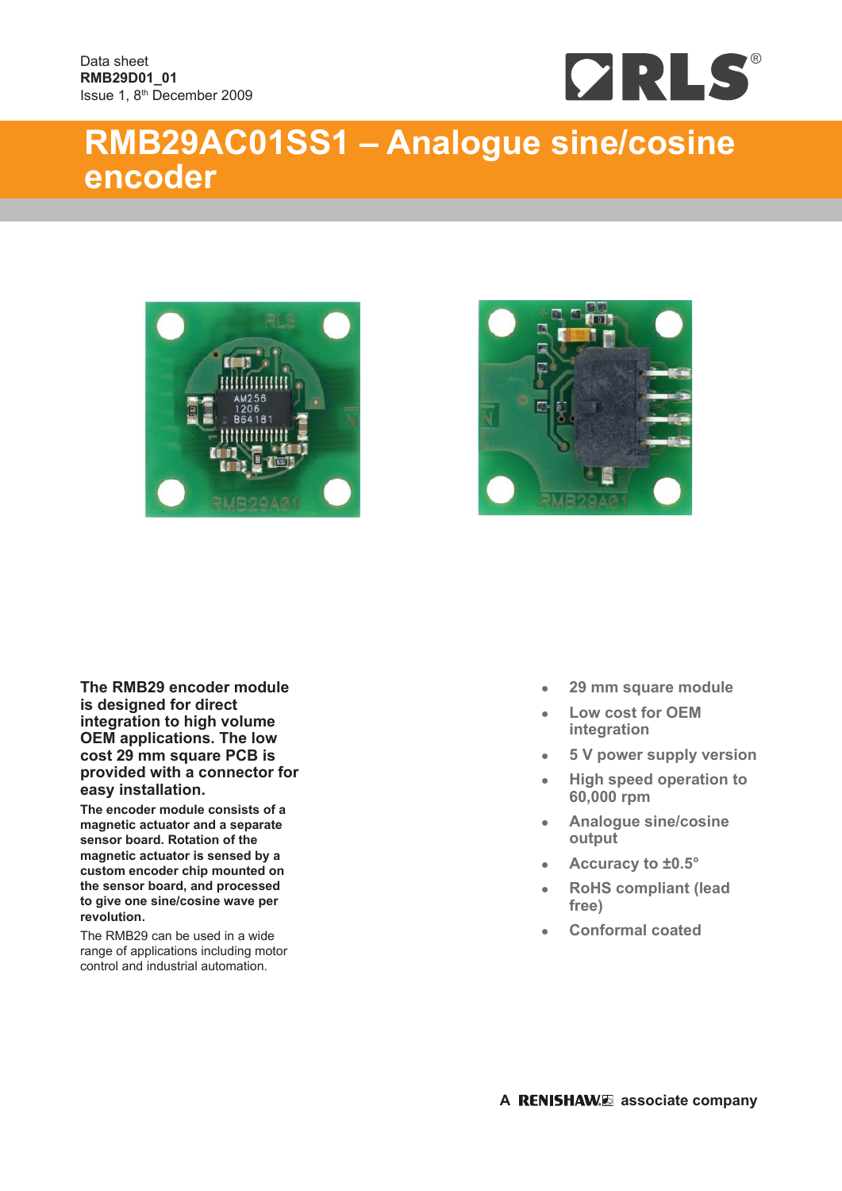Data sheet
**RMB29D01_01**
Issue 1, 8th December 2009

# RMB29AC01SS1 – Analogue sine/cosine encoder

**The RMB29 encoder module is designed for direct integration to high volume OEM applications. The low cost 29 mm square PCB is provided with a connector for easy installation.**

**The encoder module consists of a magnetic actuator and a separate sensor board. Rotation of the magnetic actuator is sensed by a custom encoder chip mounted on the sensor board, and processed to give one sine/cosine wave per revolution.**

The RMB29 can be used in a wide range of applications including motor control and industrial automation.

- 29 mm square module
- Low cost for OEM integration
- 5 V power supply version
- High speed operation to 60,000 rpm
- Analogue sine/cosine output
- Accuracy to ±0.5°
- RoHS compliant (lead free)
- Conformal coated

A RENISHAW associate company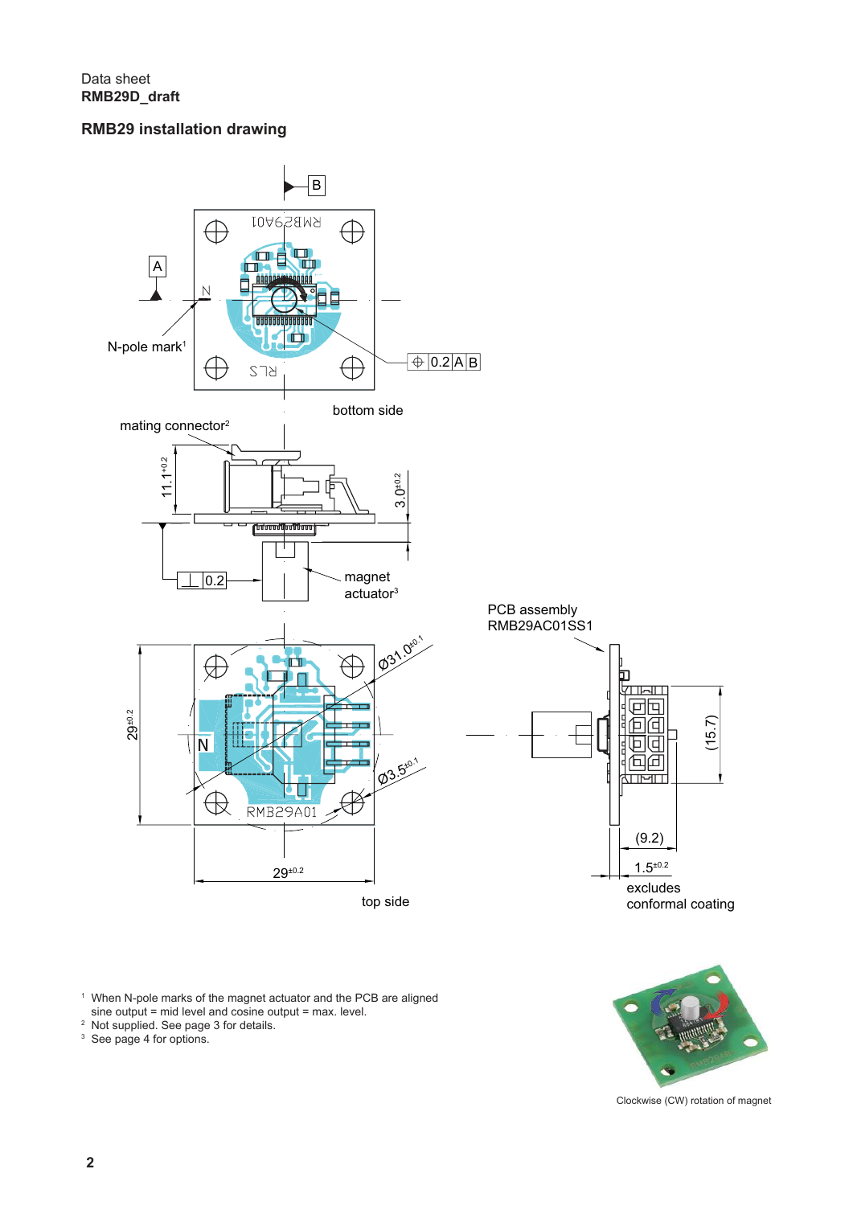Data sheet
**RMB29D_draft**

## RMB29 installation drawing

B

A

N-pole mark[1]

0.2 A B

bottom side

mating connector[2]

$11.1^{+0.2}$

$3.0^{\pm0.2}$

0.2

magnet actuator[3]

PCB assembly RMB29AC01SS1

$Ø31.0^{\pm0.1}$

$29^{\pm0.2}$

N

$Ø3.5^{\pm0.1}$

RMB29A01

$29^{\pm0.2}$

top side

(15.7)

(9.2)

$1.5^{\pm0.2}$

excludes conformal coating

[1] When N-pole marks of the magnet actuator and the PCB are aligned sine output = mid level and cosine output = max. level.
[2] Not supplied. See page 3 for details.
[3] See page 4 for options.

Clockwise (CW) rotation of magnet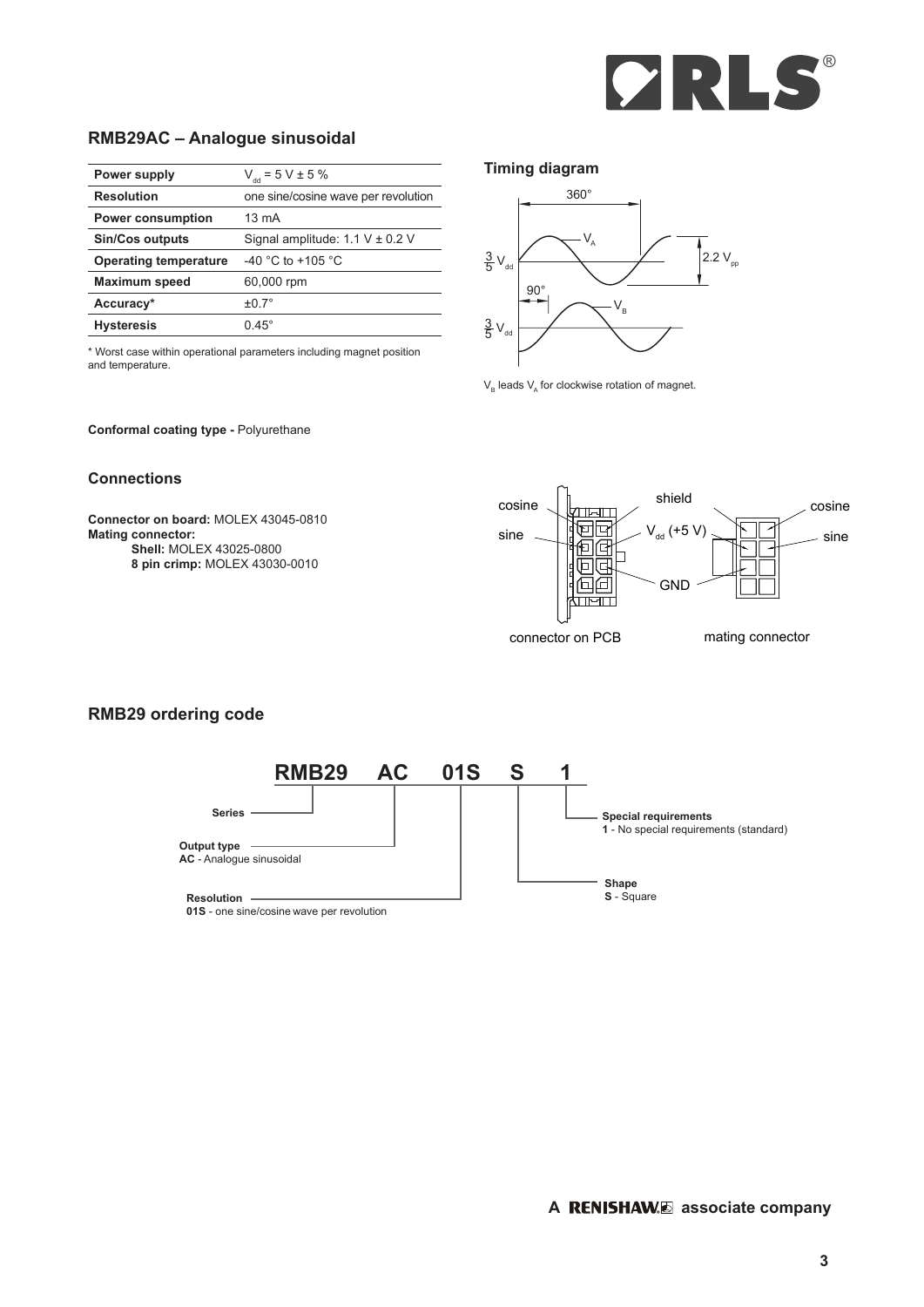## RMB29AC – Analogue sinusoidal

| | |
|---|---|
| **Power supply** | $V_{dd}$ = 5 V ± 5 % |
| **Resolution** | one sine/cosine wave per revolution |
| **Power consumption** | 13 mA |
| **Sin/Cos outputs** | Signal amplitude: 1.1 V ± 0.2 V |
| **Operating temperature** | -40 °C to +105 °C |
| **Maximum speed** | 60,000 rpm |
| **Accuracy*** | ±0.7° |
| **Hysteresis** | 0.45° |

* Worst case within operational parameters including magnet position and temperature.

### Timing diagram

360°

$V_A$

$\frac{3}{5} V_{dd}$

2.2 $V_{pp}$

90°

$V_B$

$\frac{3}{5} V_{dd}$

$V_B$ leads $V_A$ for clockwise rotation of magnet.

**Conformal coating type -** Polyurethane

### Connections

**Connector on board:** MOLEX 43045-0810
**Mating connector:**
**Shell:** MOLEX 43025-0800
**8 pin crimp:** MOLEX 43030-0010

cosine, sine, shield, $V_{dd}$ (+5 V), GND, cosine, sine

connector on PCB — mating connector

## RMB29 ordering code

**RMB29 AC 01S S 1**

**Series**

**Output type**
**AC** - Analogue sinusoidal

**Resolution**
**01S** - one sine/cosine wave per revolution

**Special requirements**
**1** - No special requirements (standard)

**Shape**
**S** - Square

A RENISHAW associate company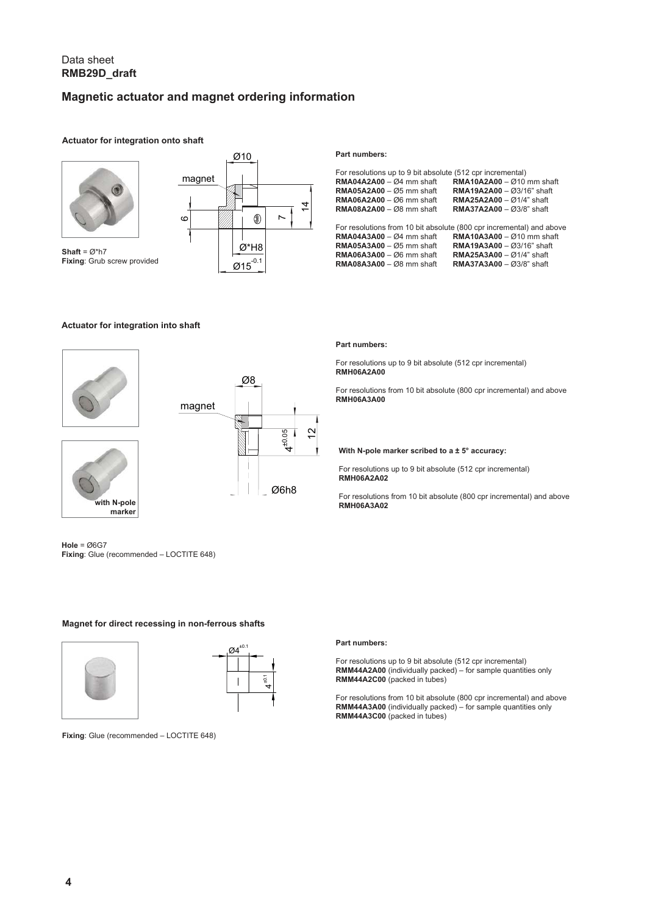Data sheet
**RMB29D_draft**

## Magnetic actuator and magnet ordering information

### Actuator for integration onto shaft

**Shaft** = Ø*h7
**Fixing**: Grub screw provided

**Part numbers:**

For resolutions up to 9 bit absolute (512 cpr incremental)

**RMA04A2A00** – Ø4 mm shaft
**RMA05A2A00** – Ø5 mm shaft
**RMA06A2A00** – Ø6 mm shaft
**RMA08A2A00** – Ø8 mm shaft
**RMA10A2A00** – Ø10 mm shaft
**RMA19A2A00** – Ø3/16" shaft
**RMA25A2A00** – Ø1/4" shaft
**RMA37A2A00** – Ø3/8" shaft

For resolutions from 10 bit absolute (800 cpr incremental) and above

**RMA04A3A00** – Ø4 mm shaft
**RMA05A3A00** – Ø5 mm shaft
**RMA06A3A00** – Ø6 mm shaft
**RMA08A3A00** – Ø8 mm shaft
**RMA10A3A00** – Ø10 mm shaft
**RMA19A3A00** – Ø3/16" shaft
**RMA25A3A00** – Ø1/4" shaft
**RMA37A3A00** – Ø3/8" shaft

### Actuator for integration into shaft

with N-pole marker

**Hole** = Ø6G7
**Fixing**: Glue (recommended – LOCTITE 648)

**Part numbers:**

For resolutions up to 9 bit absolute (512 cpr incremental)
**RMH06A2A00**

For resolutions from 10 bit absolute (800 cpr incremental) and above
**RMH06A3A00**

**With N-pole marker scribed to a ± 5° accuracy:**

For resolutions up to 9 bit absolute (512 cpr incremental)
**RMH06A2A02**

For resolutions from 10 bit absolute (800 cpr incremental) and above
**RMH06A3A02**

### Magnet for direct recessing in non-ferrous shafts

**Fixing**: Glue (recommended – LOCTITE 648)

**Part numbers:**

For resolutions up to 9 bit absolute (512 cpr incremental)
**RMM44A2A00** (individually packed) – for sample quantities only
**RMM44A2C00** (packed in tubes)

For resolutions from 10 bit absolute (800 cpr incremental) and above
**RMM44A3A00** (individually packed) – for sample quantities only
**RMM44A3C00** (packed in tubes)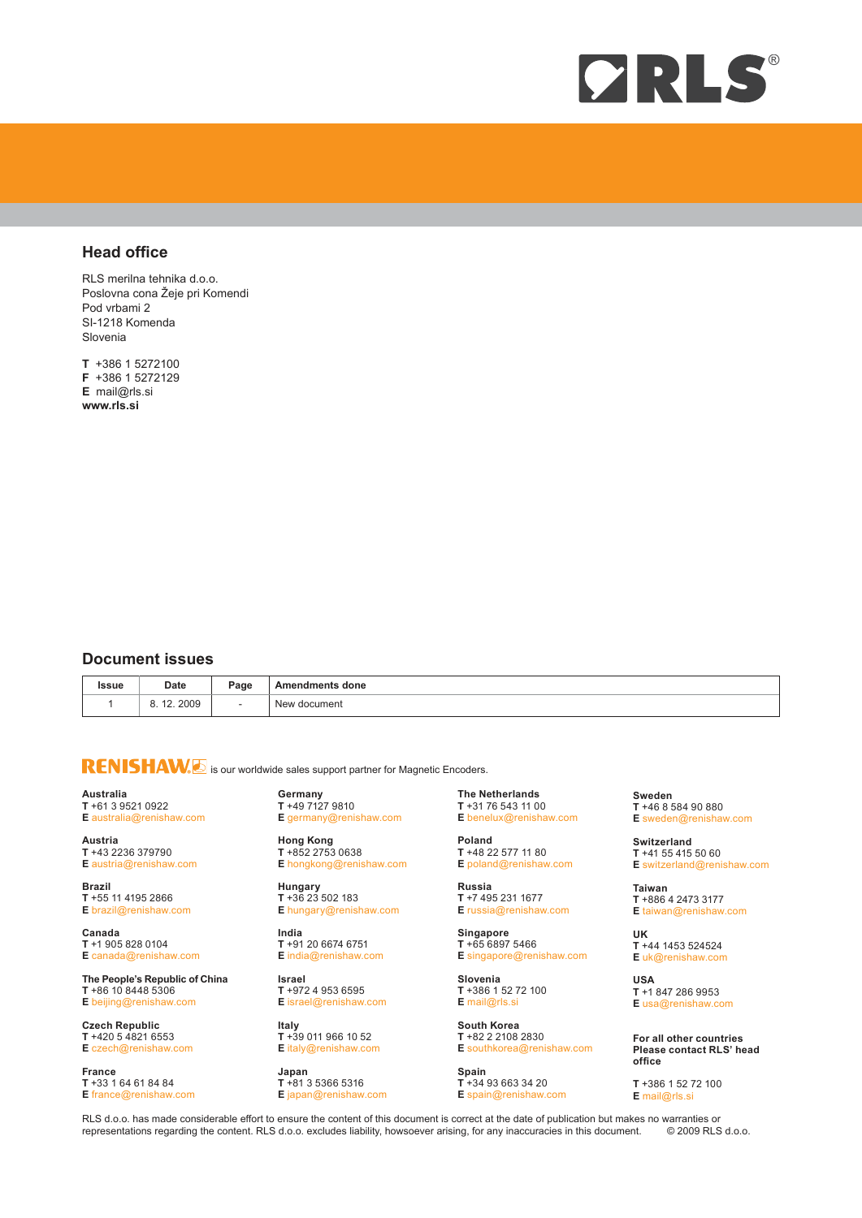## Head office

RLS merilna tehnika d.o.o.
Poslovna cona Žeje pri Komendi
Pod vrbami 2
SI-1218 Komenda
Slovenia

**T** +386 1 5272100
**F** +386 1 5272129
**E** mail@rls.si
**www.rls.si**

## Document issues

| Issue | Date | Page | Amendments done |
|---|---|---|---|
| 1 | 8. 12. 2009 | - | New document |

**RENISHAW** is our worldwide sales support partner for Magnetic Encoders.

**Australia**
**T** +61 3 9521 0922
**E** australia@renishaw.com

**Austria**
**T** +43 2236 379790
**E** austria@renishaw.com

**Brazil**
**T** +55 11 4195 2866
**E** brazil@renishaw.com

**Canada**
**T** +1 905 828 0104
**E** canada@renishaw.com

**The People's Republic of China**
**T** +86 10 8448 5306
**E** beijing@renishaw.com

**Czech Republic**
**T** +420 5 4821 6553
**E** czech@renishaw.com

**France**
**T** +33 1 64 61 84 84
**E** france@renishaw.com

**Germany**
**T** +49 7127 9810
**E** germany@renishaw.com

**Hong Kong**
**T** +852 2753 0638
**E** hongkong@renishaw.com

**Hungary**
**T** +36 23 502 183
**E** hungary@renishaw.com

**India**
**T** +91 20 6674 6751
**E** india@renishaw.com

**Israel**
**T** +972 4 953 6595
**E** israel@renishaw.com

**Italy**
**T** +39 011 966 10 52
**E** italy@renishaw.com

**Japan**
**T** +81 3 5366 5316
**E** japan@renishaw.com

**The Netherlands**
**T** +31 76 543 11 00
**E** benelux@renishaw.com

**Poland**
**T** +48 22 577 11 80
**E** poland@renishaw.com

**Russia**
**T** +7 495 231 1677
**E** russia@renishaw.com

**Singapore**
**T** +65 6897 5466
**E** singapore@renishaw.com

**Slovenia**
**T** +386 1 52 72 100
**E** mail@rls.si

**South Korea**
**T** +82 2 2108 2830
**E** southkorea@renishaw.com

**Spain**
**T** +34 93 663 34 20
**E** spain@renishaw.com

**Sweden**
**T** +46 8 584 90 880
**E** sweden@renishaw.com

**Switzerland**
**T** +41 55 415 50 60
**E** switzerland@renishaw.com

**Taiwan**
**T** +886 4 2473 3177
**E** taiwan@renishaw.com

**UK**
**T** +44 1453 524524
**E** uk@renishaw.com

**USA**
**T** +1 847 286 9953
**E** usa@renishaw.com

**For all other countries Please contact RLS' head office**

**T** +386 1 52 72 100
**E** mail@rls.si

RLS d.o.o. has made considerable effort to ensure the content of this document is correct at the date of publication but makes no warranties or representations regarding the content. RLS d.o.o. excludes liability, howsoever arising, for any inaccuracies in this document. © 2009 RLS d.o.o.